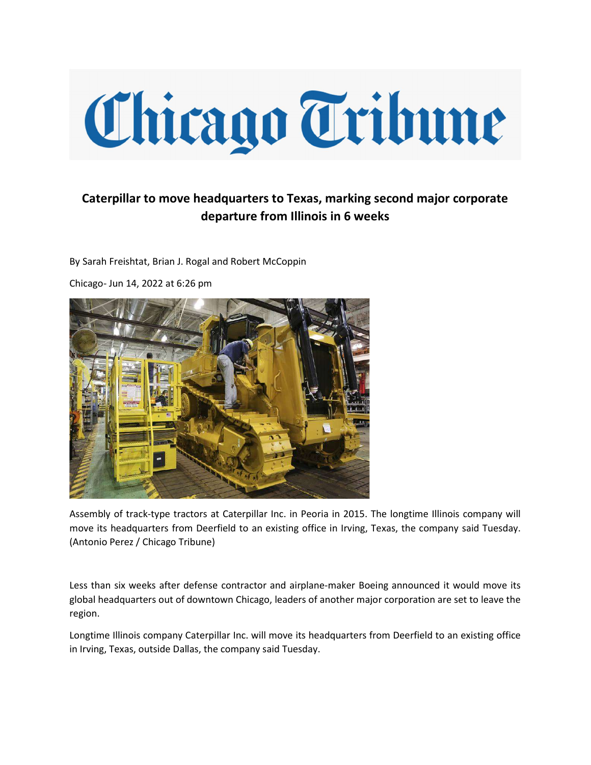# Chicago Tribune

## Caterpillar to move headquarters to Texas, marking second major corporate departure from Illinois in 6 weeks

By Sarah Freishtat, Brian J. Rogal and Robert McCoppin

Chicago- Jun 14, 2022 at 6:26 pm

Assembly of track-type tractors at Caterpillar Inc. in Peoria in 2015. The longtime Illinois company will move its headquarters from Deerfield to an existing office in Irving, Texas, the company said Tuesday. (Antonio Perez / Chicago Tribune)

Less than six weeks after defense contractor and airplane-maker Boeing announced it would move its global headquarters out of downtown Chicago, leaders of another major corporation are set to leave the region.

Longtime Illinois company Caterpillar Inc. will move its headquarters from Deerfield to an existing office in Irving, Texas, outside Dallas, the company said Tuesday.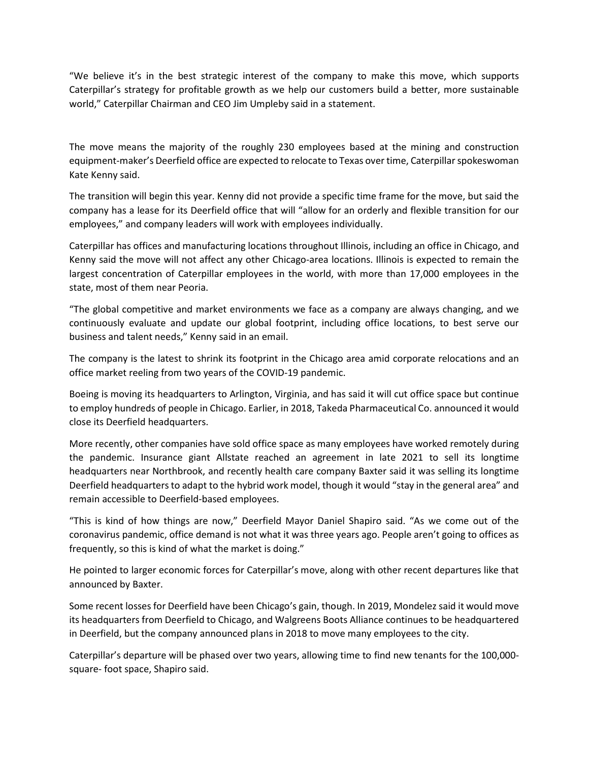“We believe it’s in the best strategic interest of the company to make this move, which supports Caterpillar’s strategy for profitable growth as we help our customers build a better, more sustainable world,” Caterpillar Chairman and CEO Jim Umpleby said in a statement.

The move means the majority of the roughly 230 employees based at the mining and construction equipment-maker’s Deerfield office are expected to relocate to Texas over time, Caterpillar spokeswoman Kate Kenny said.

The transition will begin this year. Kenny did not provide a specific time frame for the move, but said the company has a lease for its Deerfield office that will “allow for an orderly and flexible transition for our employees,” and company leaders will work with employees individually.

Caterpillar has offices and manufacturing locations throughout Illinois, including an office in Chicago, and Kenny said the move will not affect any other Chicago-area locations. Illinois is expected to remain the largest concentration of Caterpillar employees in the world, with more than 17,000 employees in the state, most of them near Peoria.

“The global competitive and market environments we face as a company are always changing, and we continuously evaluate and update our global footprint, including office locations, to best serve our business and talent needs,” Kenny said in an email.

The company is the latest to shrink its footprint in the Chicago area amid corporate relocations and an office market reeling from two years of the COVID-19 pandemic.

Boeing is moving its headquarters to Arlington, Virginia, and has said it will cut office space but continue to employ hundreds of people in Chicago. Earlier, in 2018, Takeda Pharmaceutical Co. announced it would close its Deerfield headquarters.

More recently, other companies have sold office space as many employees have worked remotely during the pandemic. Insurance giant Allstate reached an agreement in late 2021 to sell its longtime headquarters near Northbrook, and recently health care company Baxter said it was selling its longtime Deerfield headquarters to adapt to the hybrid work model, though it would “stay in the general area” and remain accessible to Deerfield-based employees.

“This is kind of how things are now,” Deerfield Mayor Daniel Shapiro said. “As we come out of the coronavirus pandemic, office demand is not what it was three years ago. People aren’t going to offices as frequently, so this is kind of what the market is doing.”

He pointed to larger economic forces for Caterpillar’s move, along with other recent departures like that announced by Baxter.

Some recent losses for Deerfield have been Chicago’s gain, though. In 2019, Mondelez said it would move its headquarters from Deerfield to Chicago, and Walgreens Boots Alliance continues to be headquartered in Deerfield, but the company announced plans in 2018 to move many employees to the city.

Caterpillar’s departure will be phased over two years, allowing time to find new tenants for the 100,000-square- foot space, Shapiro said.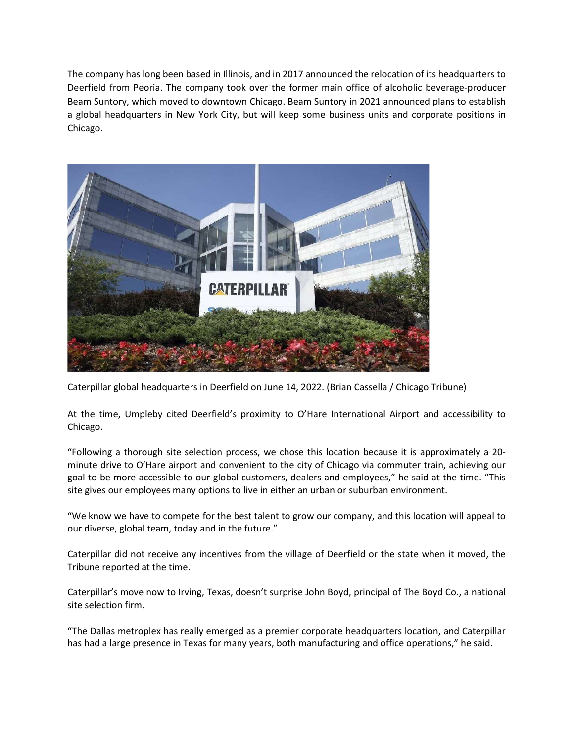The company has long been based in Illinois, and in 2017 announced the relocation of its headquarters to Deerfield from Peoria. The company took over the former main office of alcoholic beverage-producer Beam Suntory, which moved to downtown Chicago. Beam Suntory in 2021 announced plans to establish a global headquarters in New York City, but will keep some business units and corporate positions in Chicago.

Caterpillar global headquarters in Deerfield on June 14, 2022. (Brian Cassella / Chicago Tribune)

At the time, Umpleby cited Deerfield's proximity to O'Hare International Airport and accessibility to Chicago.

"Following a thorough site selection process, we chose this location because it is approximately a 20-minute drive to O'Hare airport and convenient to the city of Chicago via commuter train, achieving our goal to be more accessible to our global customers, dealers and employees," he said at the time. "This site gives our employees many options to live in either an urban or suburban environment.

"We know we have to compete for the best talent to grow our company, and this location will appeal to our diverse, global team, today and in the future."

Caterpillar did not receive any incentives from the village of Deerfield or the state when it moved, the Tribune reported at the time.

Caterpillar's move now to Irving, Texas, doesn't surprise John Boyd, principal of The Boyd Co., a national site selection firm.

"The Dallas metroplex has really emerged as a premier corporate headquarters location, and Caterpillar has had a large presence in Texas for many years, both manufacturing and office operations," he said.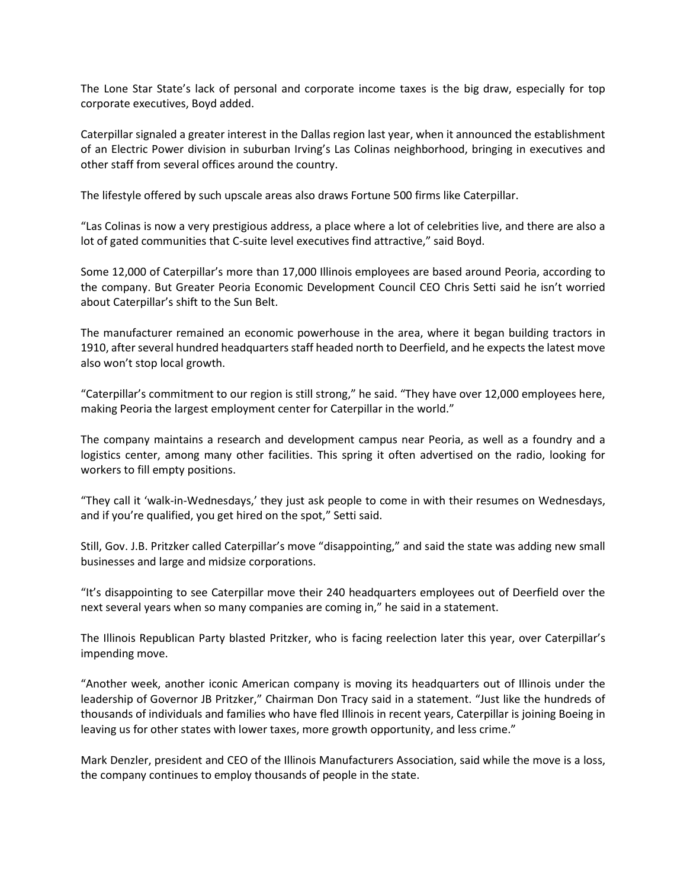The Lone Star State's lack of personal and corporate income taxes is the big draw, especially for top corporate executives, Boyd added.

Caterpillar signaled a greater interest in the Dallas region last year, when it announced the establishment of an Electric Power division in suburban Irving's Las Colinas neighborhood, bringing in executives and other staff from several offices around the country.

The lifestyle offered by such upscale areas also draws Fortune 500 firms like Caterpillar.

"Las Colinas is now a very prestigious address, a place where a lot of celebrities live, and there are also a lot of gated communities that C-suite level executives find attractive," said Boyd.

Some 12,000 of Caterpillar's more than 17,000 Illinois employees are based around Peoria, according to the company. But Greater Peoria Economic Development Council CEO Chris Setti said he isn't worried about Caterpillar's shift to the Sun Belt.

The manufacturer remained an economic powerhouse in the area, where it began building tractors in 1910, after several hundred headquarters staff headed north to Deerfield, and he expects the latest move also won't stop local growth.

"Caterpillar's commitment to our region is still strong," he said. "They have over 12,000 employees here, making Peoria the largest employment center for Caterpillar in the world."

The company maintains a research and development campus near Peoria, as well as a foundry and a logistics center, among many other facilities. This spring it often advertised on the radio, looking for workers to fill empty positions.

"They call it 'walk-in-Wednesdays,' they just ask people to come in with their resumes on Wednesdays, and if you're qualified, you get hired on the spot," Setti said.

Still, Gov. J.B. Pritzker called Caterpillar's move "disappointing," and said the state was adding new small businesses and large and midsize corporations.

"It's disappointing to see Caterpillar move their 240 headquarters employees out of Deerfield over the next several years when so many companies are coming in," he said in a statement.

The Illinois Republican Party blasted Pritzker, who is facing reelection later this year, over Caterpillar's impending move.

"Another week, another iconic American company is moving its headquarters out of Illinois under the leadership of Governor JB Pritzker," Chairman Don Tracy said in a statement. "Just like the hundreds of thousands of individuals and families who have fled Illinois in recent years, Caterpillar is joining Boeing in leaving us for other states with lower taxes, more growth opportunity, and less crime."

Mark Denzler, president and CEO of the Illinois Manufacturers Association, said while the move is a loss, the company continues to employ thousands of people in the state.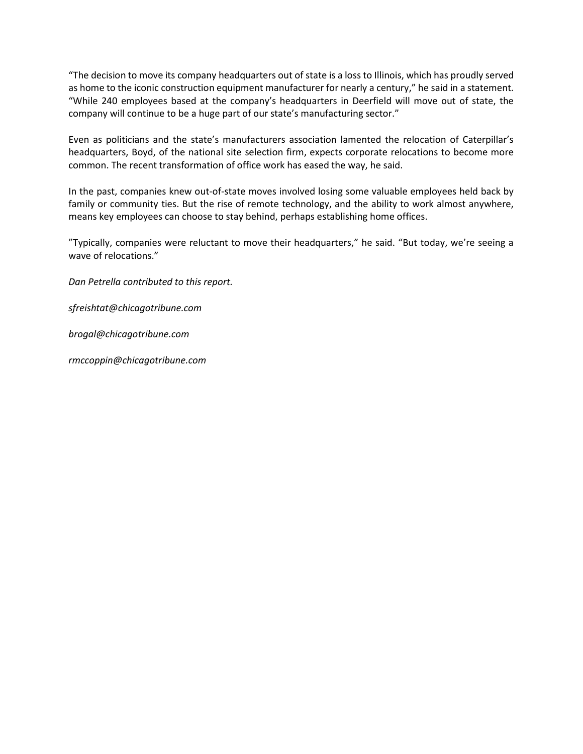“The decision to move its company headquarters out of state is a loss to Illinois, which has proudly served as home to the iconic construction equipment manufacturer for nearly a century,” he said in a statement. “While 240 employees based at the company’s headquarters in Deerfield will move out of state, the company will continue to be a huge part of our state’s manufacturing sector.”

Even as politicians and the state’s manufacturers association lamented the relocation of Caterpillar’s headquarters, Boyd, of the national site selection firm, expects corporate relocations to become more common. The recent transformation of office work has eased the way, he said.

In the past, companies knew out-of-state moves involved losing some valuable employees held back by family or community ties. But the rise of remote technology, and the ability to work almost anywhere, means key employees can choose to stay behind, perhaps establishing home offices.

”Typically, companies were reluctant to move their headquarters,” he said. “But today, we’re seeing a wave of relocations.”

*Dan Petrella contributed to this report.*

*sfreishtat@chicagotribune.com*

*brogal@chicagotribune.com*

*rmccoppin@chicagotribune.com*